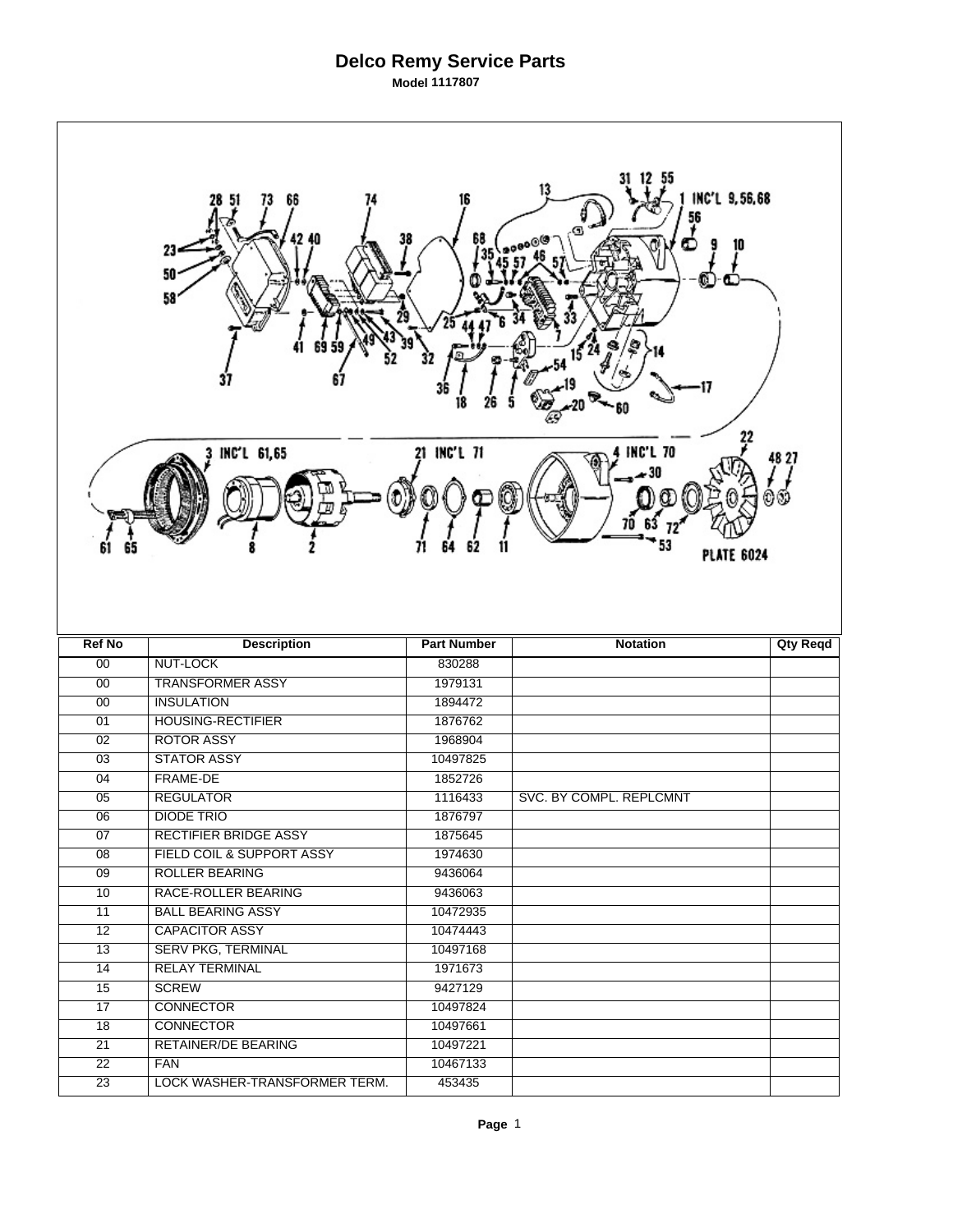# Delco Remy Service Parts

**Model 1117807**

| Ref No | Description | Part Number | Notation | Qty Reqd |
|---|---|---|---|---|
| 00 | NUT-LOCK | 830288 | | |
| 00 | TRANSFORMER ASSY | 1979131 | | |
| 00 | INSULATION | 1894472 | | |
| 01 | HOUSING-RECTIFIER | 1876762 | | |
| 02 | ROTOR ASSY | 1968904 | | |
| 03 | STATOR ASSY | 10497825 | | |
| 04 | FRAME-DE | 1852726 | | |
| 05 | REGULATOR | 1116433 | SVC. BY COMPL. REPLCMNT | |
| 06 | DIODE TRIO | 1876797 | | |
| 07 | RECTIFIER BRIDGE ASSY | 1875645 | | |
| 08 | FIELD COIL & SUPPORT ASSY | 1974630 | | |
| 09 | ROLLER BEARING | 9436064 | | |
| 10 | RACE-ROLLER BEARING | 9436063 | | |
| 11 | BALL BEARING ASSY | 10472935 | | |
| 12 | CAPACITOR ASSY | 10474443 | | |
| 13 | SERV PKG, TERMINAL | 10497168 | | |
| 14 | RELAY TERMINAL | 1971673 | | |
| 15 | SCREW | 9427129 | | |
| 17 | CONNECTOR | 10497824 | | |
| 18 | CONNECTOR | 10497661 | | |
| 21 | RETAINER/DE BEARING | 10497221 | | |
| 22 | FAN | 10467133 | | |
| 23 | LOCK WASHER-TRANSFORMER TERM. | 453435 | | |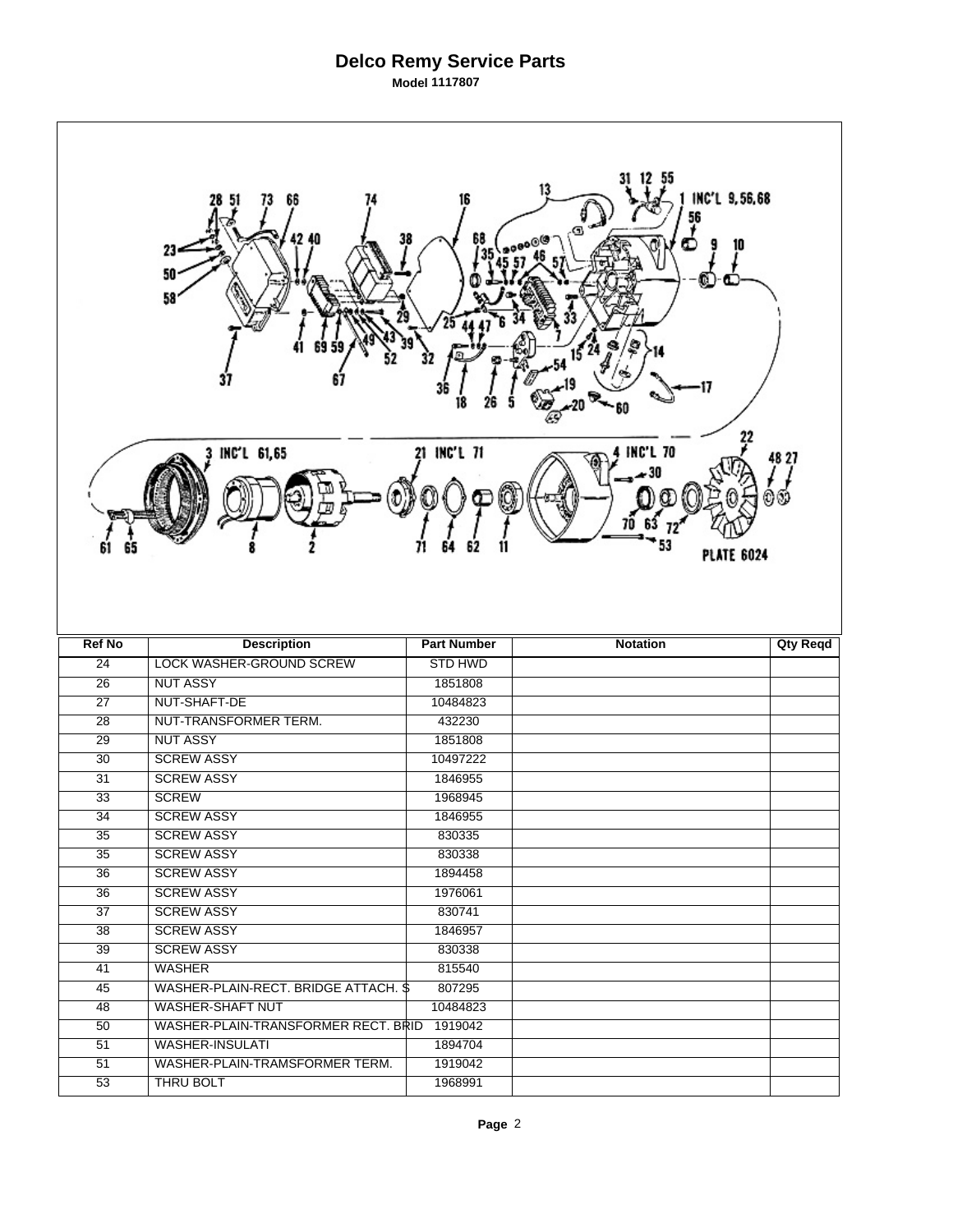# Delco Remy Service Parts

**Model 1117807**

| Ref No | Description | Part Number | Notation | Qty Reqd |
|---|---|---|---|---|
| 24 | LOCK WASHER-GROUND SCREW | STD HWD | | |
| 26 | NUT ASSY | 1851808 | | |
| 27 | NUT-SHAFT-DE | 10484823 | | |
| 28 | NUT-TRANSFORMER TERM. | 432230 | | |
| 29 | NUT ASSY | 1851808 | | |
| 30 | SCREW ASSY | 10497222 | | |
| 31 | SCREW ASSY | 1846955 | | |
| 33 | SCREW | 1968945 | | |
| 34 | SCREW ASSY | 1846955 | | |
| 35 | SCREW ASSY | 830335 | | |
| 35 | SCREW ASSY | 830338 | | |
| 36 | SCREW ASSY | 1894458 | | |
| 36 | SCREW ASSY | 1976061 | | |
| 37 | SCREW ASSY | 830741 | | |
| 38 | SCREW ASSY | 1846957 | | |
| 39 | SCREW ASSY | 830338 | | |
| 41 | WASHER | 815540 | | |
| 45 | WASHER-PLAIN-RECT. BRIDGE ATTACH. S | 807295 | | |
| 48 | WASHER-SHAFT NUT | 10484823 | | |
| 50 | WASHER-PLAIN-TRANSFORMER RECT. BRID | 1919042 | | |
| 51 | WASHER-INSULATI | 1894704 | | |
| 51 | WASHER-PLAIN-TRAMSFORMER TERM. | 1919042 | | |
| 53 | THRU BOLT | 1968991 | | |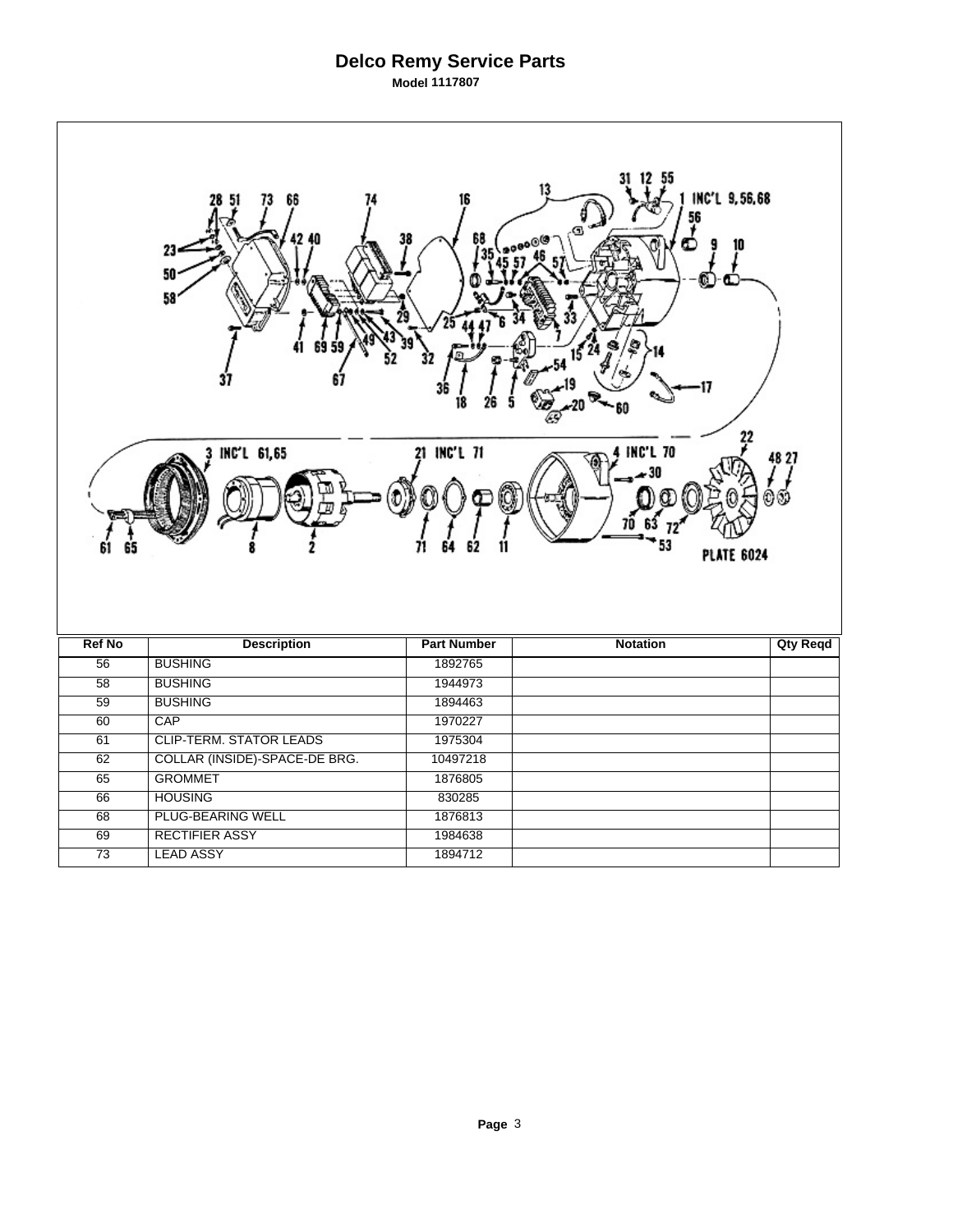# Delco Remy Service Parts

**Model 1117807**

| Ref No | Description | Part Number | Notation | Qty Reqd |
|---|---|---|---|---|
| 56 | BUSHING | 1892765 | | |
| 58 | BUSHING | 1944973 | | |
| 59 | BUSHING | 1894463 | | |
| 60 | CAP | 1970227 | | |
| 61 | CLIP-TERM. STATOR LEADS | 1975304 | | |
| 62 | COLLAR (INSIDE)-SPACE-DE BRG. | 10497218 | | |
| 65 | GROMMET | 1876805 | | |
| 66 | HOUSING | 830285 | | |
| 68 | PLUG-BEARING WELL | 1876813 | | |
| 69 | RECTIFIER ASSY | 1984638 | | |
| 73 | LEAD ASSY | 1894712 | | |